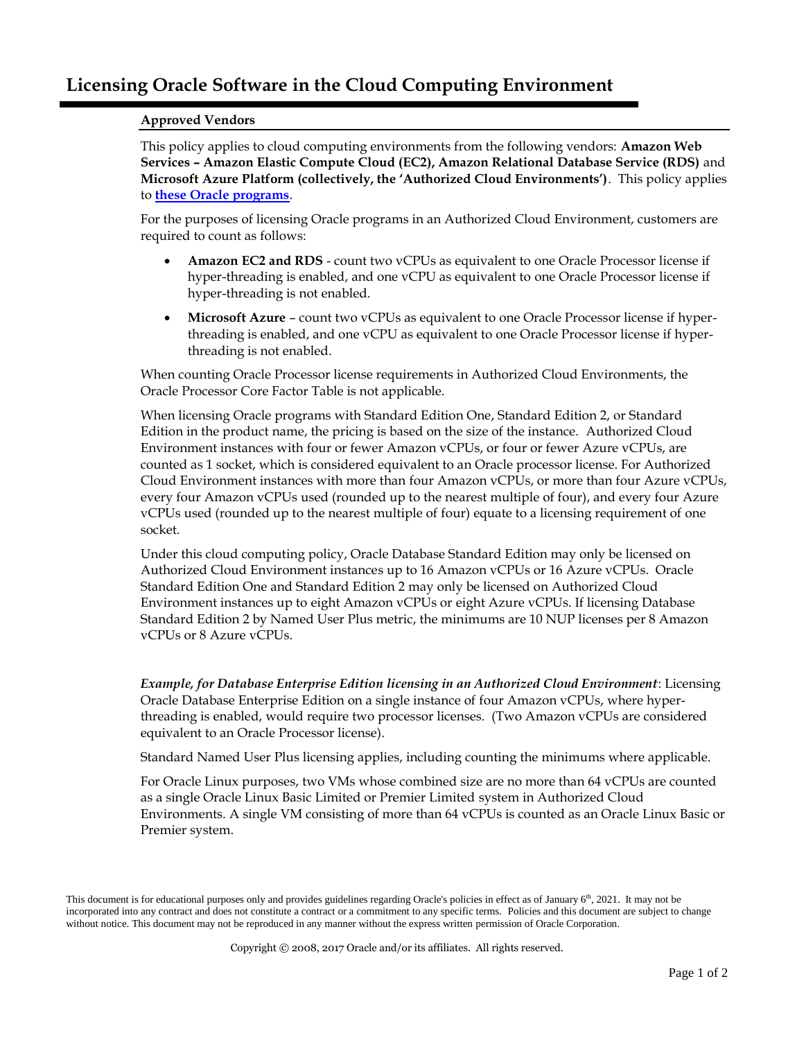# Licensing Oracle Software in the Cloud Computing Environment

### Approved Vendors

This policy applies to cloud computing environments from the following vendors: **Amazon Web Services – Amazon Elastic Compute Cloud (EC2), Amazon Relational Database Service (RDS)** and **Microsoft Azure Platform (collectively, the 'Authorized Cloud Environments')**. This policy applies to **these Oracle programs**.

For the purposes of licensing Oracle programs in an Authorized Cloud Environment, customers are required to count as follows:

- **Amazon EC2 and RDS** - count two vCPUs as equivalent to one Oracle Processor license if hyper-threading is enabled, and one vCPU as equivalent to one Oracle Processor license if hyper-threading is not enabled.
- **Microsoft Azure** – count two vCPUs as equivalent to one Oracle Processor license if hyper-threading is enabled, and one vCPU as equivalent to one Oracle Processor license if hyper-threading is not enabled.

When counting Oracle Processor license requirements in Authorized Cloud Environments, the Oracle Processor Core Factor Table is not applicable.

When licensing Oracle programs with Standard Edition One, Standard Edition 2, or Standard Edition in the product name, the pricing is based on the size of the instance. Authorized Cloud Environment instances with four or fewer Amazon vCPUs, or four or fewer Azure vCPUs, are counted as 1 socket, which is considered equivalent to an Oracle processor license. For Authorized Cloud Environment instances with more than four Amazon vCPUs, or more than four Azure vCPUs, every four Amazon vCPUs used (rounded up to the nearest multiple of four), and every four Azure vCPUs used (rounded up to the nearest multiple of four) equate to a licensing requirement of one socket.

Under this cloud computing policy, Oracle Database Standard Edition may only be licensed on Authorized Cloud Environment instances up to 16 Amazon vCPUs or 16 Azure vCPUs. Oracle Standard Edition One and Standard Edition 2 may only be licensed on Authorized Cloud Environment instances up to eight Amazon vCPUs or eight Azure vCPUs. If licensing Database Standard Edition 2 by Named User Plus metric, the minimums are 10 NUP licenses per 8 Amazon vCPUs or 8 Azure vCPUs.

***Example, for Database Enterprise Edition licensing in an Authorized Cloud Environment***: Licensing Oracle Database Enterprise Edition on a single instance of four Amazon vCPUs, where hyper-threading is enabled, would require two processor licenses. (Two Amazon vCPUs are considered equivalent to an Oracle Processor license).

Standard Named User Plus licensing applies, including counting the minimums where applicable.

For Oracle Linux purposes, two VMs whose combined size are no more than 64 vCPUs are counted as a single Oracle Linux Basic Limited or Premier Limited system in Authorized Cloud Environments. A single VM consisting of more than 64 vCPUs is counted as an Oracle Linux Basic or Premier system.

This document is for educational purposes only and provides guidelines regarding Oracle's policies in effect as of January 6th, 2021. It may not be incorporated into any contract and does not constitute a contract or a commitment to any specific terms. Policies and this document are subject to change without notice. This document may not be reproduced in any manner without the express written permission of Oracle Corporation.

Copyright © 2008, 2017 Oracle and/or its affiliates. All rights reserved.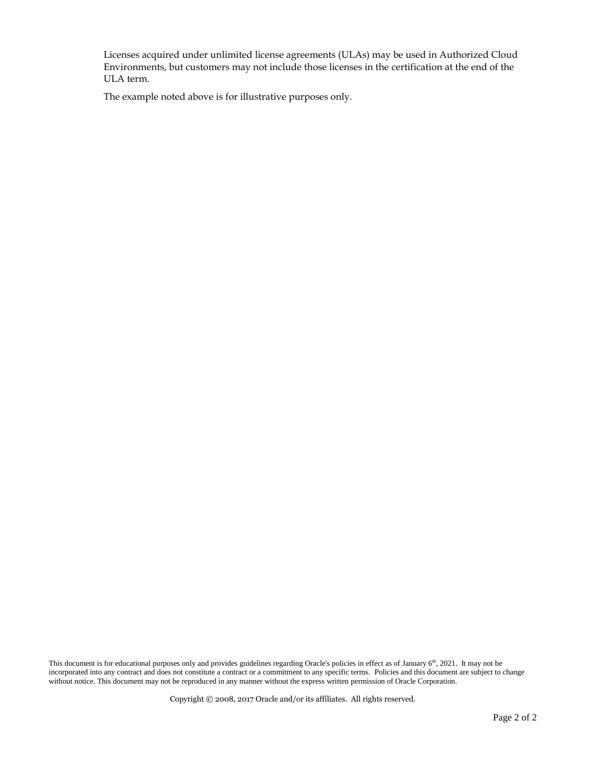Licenses acquired under unlimited license agreements (ULAs) may be used in Authorized Cloud Environments, but customers may not include those licenses in the certification at the end of the ULA term.

The example noted above is for illustrative purposes only.

This document is for educational purposes only and provides guidelines regarding Oracle's policies in effect as of January 6th, 2021. It may not be incorporated into any contract and does not constitute a contract or a commitment to any specific terms. Policies and this document are subject to change without notice. This document may not be reproduced in any manner without the express written permission of Oracle Corporation.

Copyright © 2008, 2017 Oracle and/or its affiliates. All rights reserved.